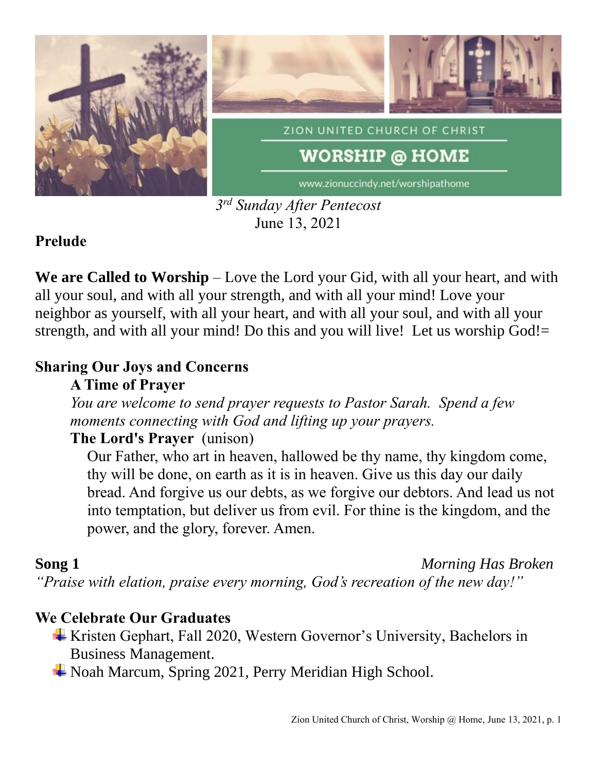ZION UNITED CHURCH OF CHRIST

# WORSHIP @ HOME

www.zionuccindy.net/worshipathome

*3rd Sunday After Pentecost*
June 13, 2021

**Prelude**

**We are Called to Worship** – Love the Lord your Gid, with all your heart, and with all your soul, and with all your strength, and with all your mind! Love your neighbor as yourself, with all your heart, and with all your soul, and with all your strength, and with all your mind! Do this and you will live! Let us worship God!=

**Sharing Our Joys and Concerns**

**A Time of Prayer**

*You are welcome to send prayer requests to Pastor Sarah. Spend a few moments connecting with God and lifting up your prayers.*

**The Lord's Prayer** (unison)

Our Father, who art in heaven, hallowed be thy name, thy kingdom come, thy will be done, on earth as it is in heaven. Give us this day our daily bread. And forgive us our debts, as we forgive our debtors. And lead us not into temptation, but deliver us from evil. For thine is the kingdom, and the power, and the glory, forever. Amen.

**Song 1** *Morning Has Broken*

*"Praise with elation, praise every morning, God's recreation of the new day!"*

**We Celebrate Our Graduates**

- Kristen Gephart, Fall 2020, Western Governor's University, Bachelors in Business Management.
- Noah Marcum, Spring 2021, Perry Meridian High School.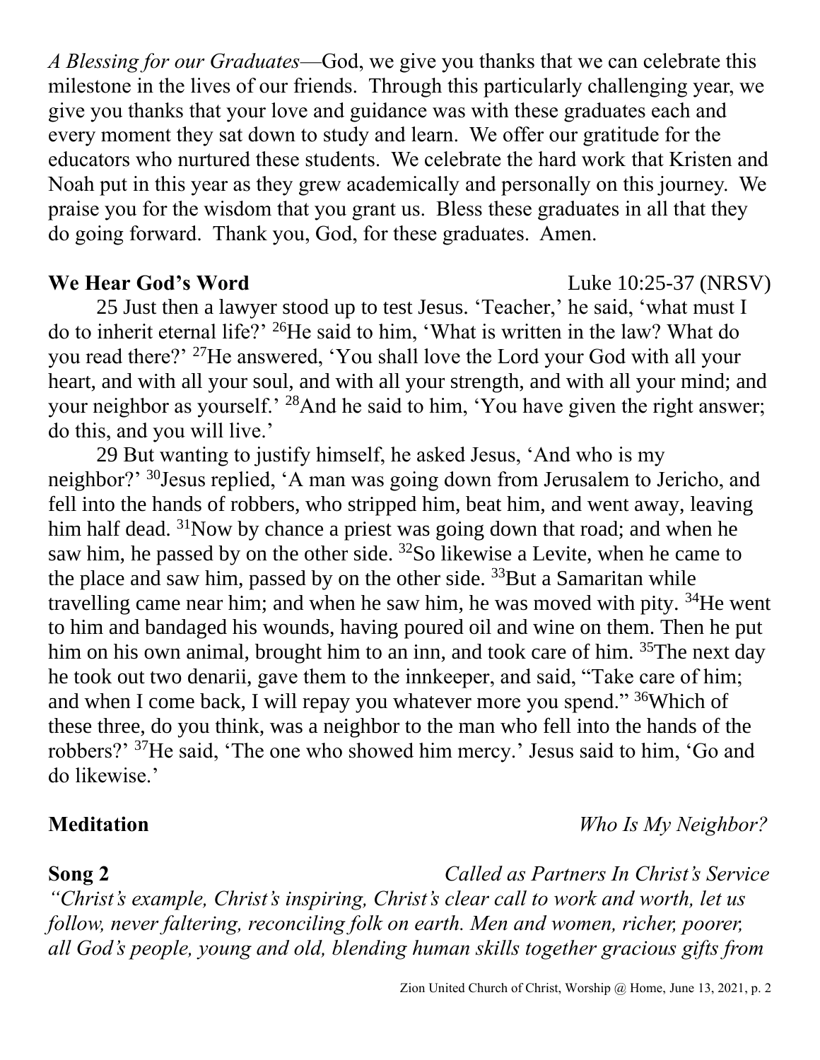*A Blessing for our Graduates*—God, we give you thanks that we can celebrate this milestone in the lives of our friends. Through this particularly challenging year, we give you thanks that your love and guidance was with these graduates each and every moment they sat down to study and learn. We offer our gratitude for the educators who nurtured these students. We celebrate the hard work that Kristen and Noah put in this year as they grew academically and personally on this journey. We praise you for the wisdom that you grant us. Bless these graduates in all that they do going forward. Thank you, God, for these graduates. Amen.

**We Hear God's Word** Luke 10:25-37 (NRSV)

25 Just then a lawyer stood up to test Jesus. 'Teacher,' he said, 'what must I do to inherit eternal life?' [26]He said to him, 'What is written in the law? What do you read there?' [27]He answered, 'You shall love the Lord your God with all your heart, and with all your soul, and with all your strength, and with all your mind; and your neighbor as yourself.' [28]And he said to him, 'You have given the right answer; do this, and you will live.'

29 But wanting to justify himself, he asked Jesus, 'And who is my neighbor?' [30]Jesus replied, 'A man was going down from Jerusalem to Jericho, and fell into the hands of robbers, who stripped him, beat him, and went away, leaving him half dead. [31]Now by chance a priest was going down that road; and when he saw him, he passed by on the other side. [32]So likewise a Levite, when he came to the place and saw him, passed by on the other side. [33]But a Samaritan while travelling came near him; and when he saw him, he was moved with pity. [34]He went to him and bandaged his wounds, having poured oil and wine on them. Then he put him on his own animal, brought him to an inn, and took care of him. [35]The next day he took out two denarii, gave them to the innkeeper, and said, "Take care of him; and when I come back, I will repay you whatever more you spend." [36]Which of these three, do you think, was a neighbor to the man who fell into the hands of the robbers?' [37]He said, 'The one who showed him mercy.' Jesus said to him, 'Go and do likewise.'

**Meditation** *Who Is My Neighbor?*

**Song 2** *Called as Partners In Christ's Service*

*"Christ's example, Christ's inspiring, Christ's clear call to work and worth, let us follow, never faltering, reconciling folk on earth. Men and women, richer, poorer, all God's people, young and old, blending human skills together gracious gifts from*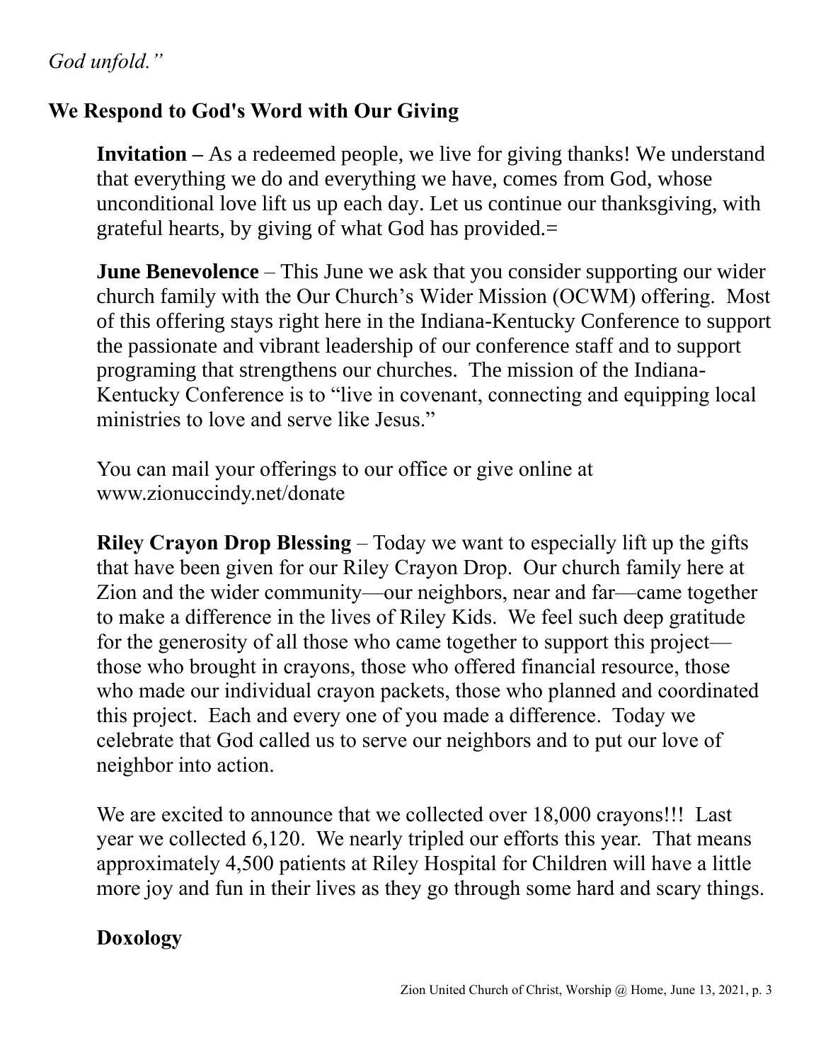*God unfold."*

## We Respond to God's Word with Our Giving

**Invitation –** As a redeemed people, we live for giving thanks! We understand that everything we do and everything we have, comes from God, whose unconditional love lift us up each day. Let us continue our thanksgiving, with grateful hearts, by giving of what God has provided.=

**June Benevolence** – This June we ask that you consider supporting our wider church family with the Our Church's Wider Mission (OCWM) offering. Most of this offering stays right here in the Indiana-Kentucky Conference to support the passionate and vibrant leadership of our conference staff and to support programing that strengthens our churches. The mission of the Indiana-Kentucky Conference is to "live in covenant, connecting and equipping local ministries to love and serve like Jesus."

You can mail your offerings to our office or give online at www.zionuccindy.net/donate

**Riley Crayon Drop Blessing** – Today we want to especially lift up the gifts that have been given for our Riley Crayon Drop. Our church family here at Zion and the wider community—our neighbors, near and far—came together to make a difference in the lives of Riley Kids. We feel such deep gratitude for the generosity of all those who came together to support this project—those who brought in crayons, those who offered financial resource, those who made our individual crayon packets, those who planned and coordinated this project. Each and every one of you made a difference. Today we celebrate that God called us to serve our neighbors and to put our love of neighbor into action.

We are excited to announce that we collected over 18,000 crayons!!! Last year we collected 6,120. We nearly tripled our efforts this year. That means approximately 4,500 patients at Riley Hospital for Children will have a little more joy and fun in their lives as they go through some hard and scary things.

**Doxology**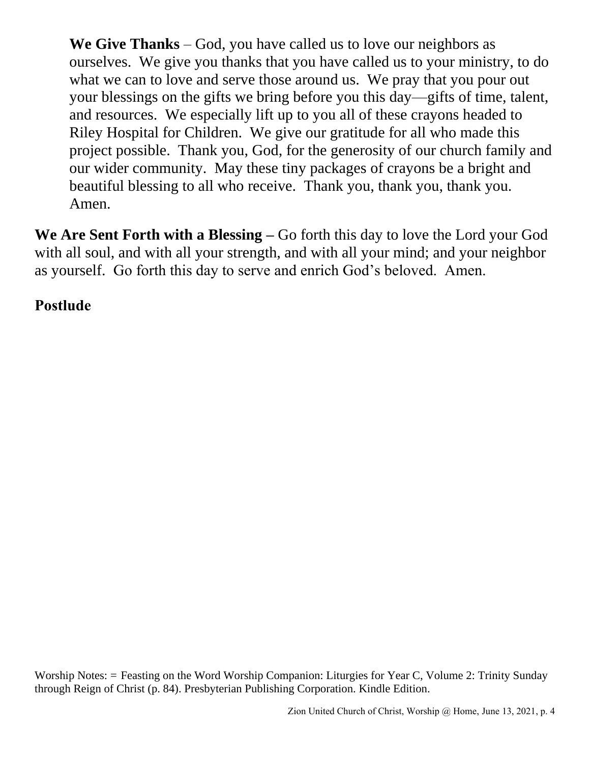**We Give Thanks** – God, you have called us to love our neighbors as ourselves. We give you thanks that you have called us to your ministry, to do what we can to love and serve those around us. We pray that you pour out your blessings on the gifts we bring before you this day—gifts of time, talent, and resources. We especially lift up to you all of these crayons headed to Riley Hospital for Children. We give our gratitude for all who made this project possible. Thank you, God, for the generosity of our church family and our wider community. May these tiny packages of crayons be a bright and beautiful blessing to all who receive. Thank you, thank you, thank you. Amen.

**We Are Sent Forth with a Blessing –** Go forth this day to love the Lord your God with all soul, and with all your strength, and with all your mind; and your neighbor as yourself. Go forth this day to serve and enrich God's beloved. Amen.

**Postlude**

Worship Notes: = Feasting on the Word Worship Companion: Liturgies for Year C, Volume 2: Trinity Sunday through Reign of Christ (p. 84). Presbyterian Publishing Corporation. Kindle Edition.